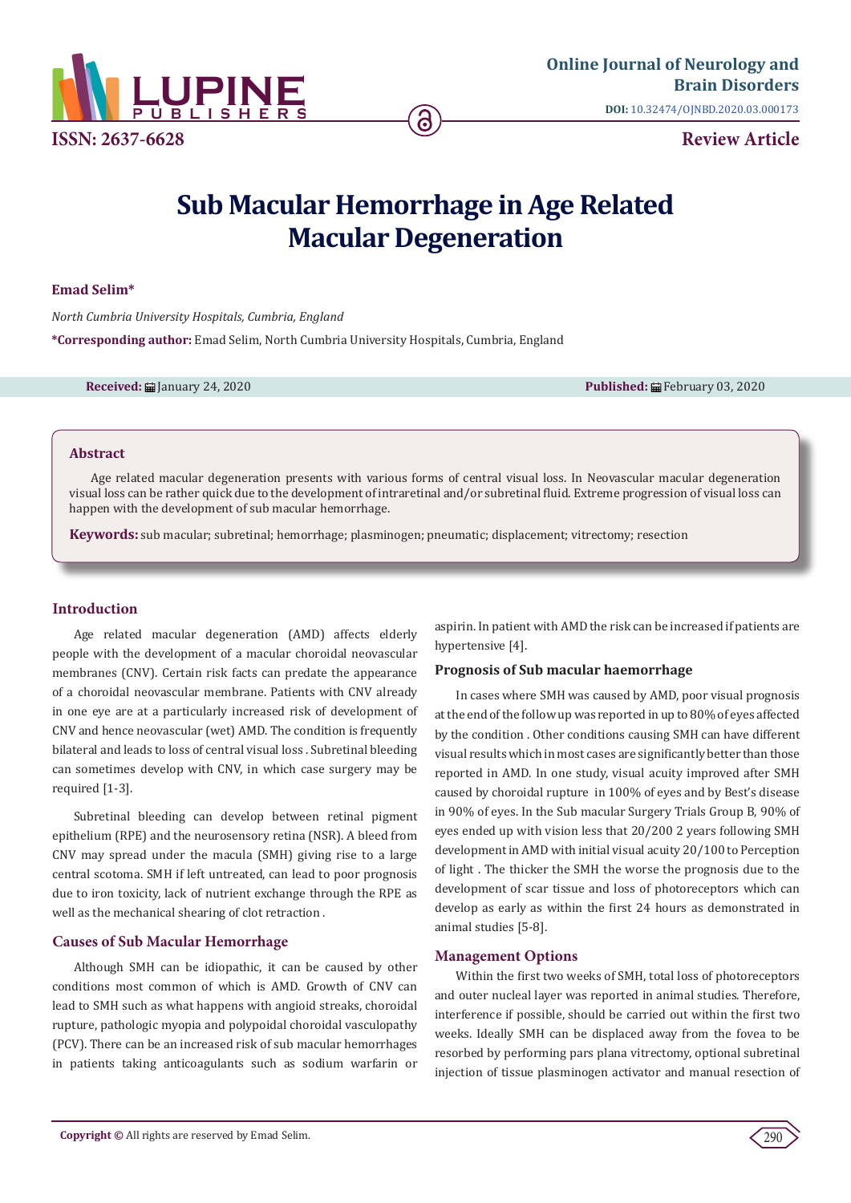# Sub Macular Hemorrhage in Age Related Macular Degeneration

**Emad Selim***

*North Cumbria University Hospitals, Cumbria, England*

***Corresponding author:** Emad Selim, North Cumbria University Hospitals, Cumbria, England

**Received:** January 24, 2020 **Published:** February 03, 2020

## Abstract

Age related macular degeneration presents with various forms of central visual loss. In Neovascular macular degeneration visual loss can be rather quick due to the development of intraretinal and/or subretinal fluid. Extreme progression of visual loss can happen with the development of sub macular hemorrhage.

**Keywords:** sub macular; subretinal; hemorrhage; plasminogen; pneumatic; displacement; vitrectomy; resection

## Introduction

Age related macular degeneration (AMD) affects elderly people with the development of a macular choroidal neovascular membranes (CNV). Certain risk facts can predate the appearance of a choroidal neovascular membrane. Patients with CNV already in one eye are at a particularly increased risk of development of CNV and hence neovascular (wet) AMD. The condition is frequently bilateral and leads to loss of central visual loss . Subretinal bleeding can sometimes develop with CNV, in which case surgery may be required [1-3].

Subretinal bleeding can develop between retinal pigment epithelium (RPE) and the neurosensory retina (NSR). A bleed from CNV may spread under the macula (SMH) giving rise to a large central scotoma. SMH if left untreated, can lead to poor prognosis due to iron toxicity, lack of nutrient exchange through the RPE as well as the mechanical shearing of clot retraction .

## Causes of Sub Macular Hemorrhage

Although SMH can be idiopathic, it can be caused by other conditions most common of which is AMD. Growth of CNV can lead to SMH such as what happens with angioid streaks, choroidal rupture, pathologic myopia and polypoidal choroidal vasculopathy (PCV). There can be an increased risk of sub macular hemorrhages in patients taking anticoagulants such as sodium warfarin or aspirin. In patient with AMD the risk can be increased if patients are hypertensive [4].

### Prognosis of Sub macular haemorrhage

In cases where SMH was caused by AMD, poor visual prognosis at the end of the follow up was reported in up to 80% of eyes affected by the condition . Other conditions causing SMH can have different visual results which in most cases are significantly better than those reported in AMD. In one study, visual acuity improved after SMH caused by choroidal rupture in 100% of eyes and by Best's disease in 90% of eyes. In the Sub macular Surgery Trials Group B, 90% of eyes ended up with vision less that 20/200 2 years following SMH development in AMD with initial visual acuity 20/100 to Perception of light . The thicker the SMH the worse the prognosis due to the development of scar tissue and loss of photoreceptors which can develop as early as within the first 24 hours as demonstrated in animal studies [5-8].

## Management Options

Within the first two weeks of SMH, total loss of photoreceptors and outer nucleal layer was reported in animal studies. Therefore, interference if possible, should be carried out within the first two weeks. Ideally SMH can be displaced away from the fovea to be resorbed by performing pars plana vitrectomy, optional subretinal injection of tissue plasminogen activator and manual resection of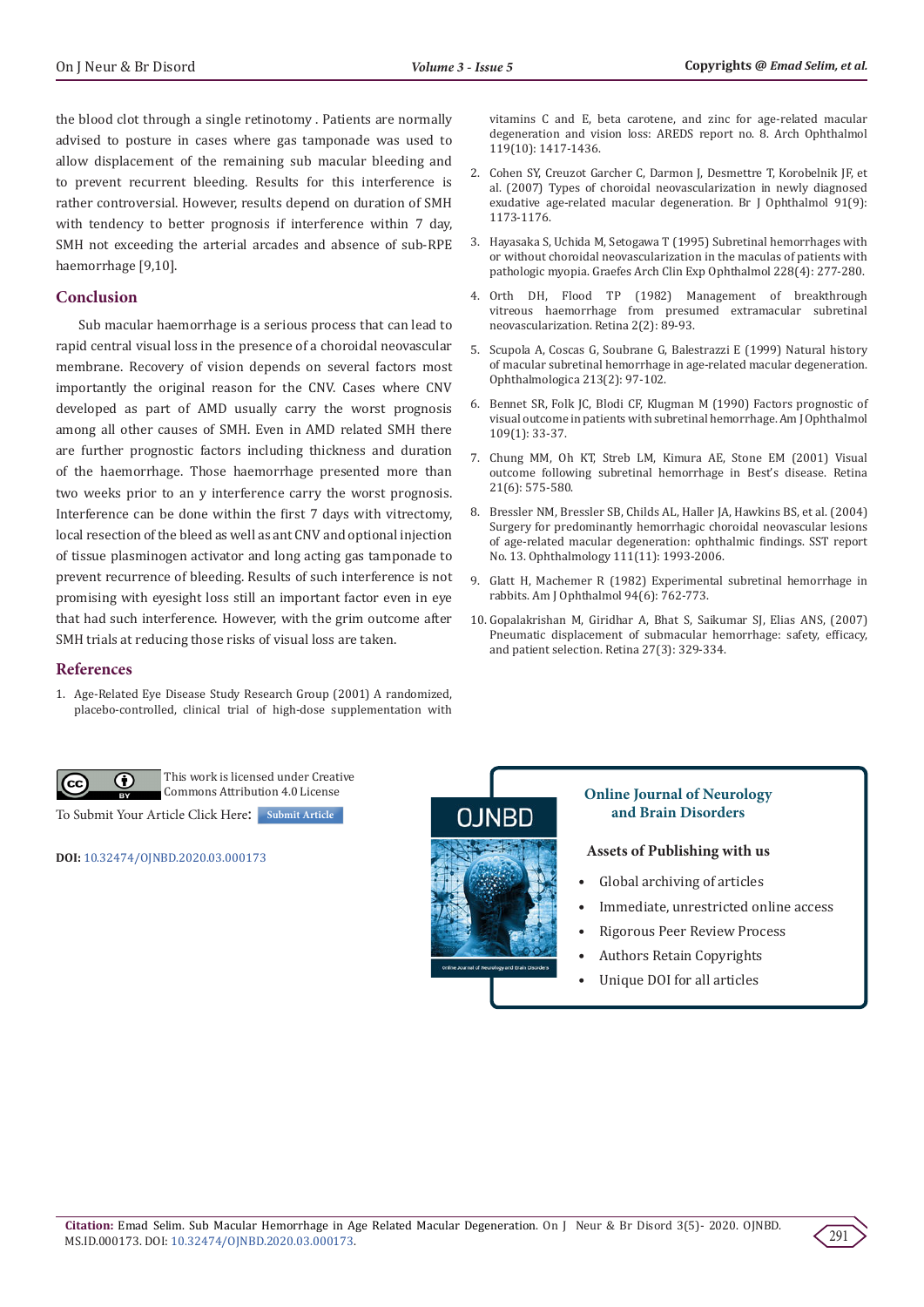the blood clot through a single retinotomy . Patients are normally advised to posture in cases where gas tamponade was used to allow displacement of the remaining sub macular bleeding and to prevent recurrent bleeding. Results for this interference is rather controversial. However, results depend on duration of SMH with tendency to better prognosis if interference within 7 day, SMH not exceeding the arterial arcades and absence of sub-RPE haemorrhage [9,10].

## Conclusion

Sub macular haemorrhage is a serious process that can lead to rapid central visual loss in the presence of a choroidal neovascular membrane. Recovery of vision depends on several factors most importantly the original reason for the CNV. Cases where CNV developed as part of AMD usually carry the worst prognosis among all other causes of SMH. Even in AMD related SMH there are further prognostic factors including thickness and duration of the haemorrhage. Those haemorrhage presented more than two weeks prior to an y interference carry the worst prognosis. Interference can be done within the first 7 days with vitrectomy, local resection of the bleed as well as ant CNV and optional injection of tissue plasminogen activator and long acting gas tamponade to prevent recurrence of bleeding. Results of such interference is not promising with eyesight loss still an important factor even in eye that had such interference. However, with the grim outcome after SMH trials at reducing those risks of visual loss are taken.

## References

1. Age-Related Eye Disease Study Research Group (2001) A randomized, placebo-controlled, clinical trial of high-dose supplementation with vitamins C and E, beta carotene, and zinc for age-related macular degeneration and vision loss: AREDS report no. 8. Arch Ophthalmol 119(10): 1417-1436.
2. Cohen SY, Creuzot Garcher C, Darmon J, Desmettre T, Korobelnik JF, et al. (2007) Types of choroidal neovascularization in newly diagnosed exudative age-related macular degeneration. Br J Ophthalmol 91(9): 1173-1176.
3. Hayasaka S, Uchida M, Setogawa T (1995) Subretinal hemorrhages with or without choroidal neovascularization in the maculas of patients with pathologic myopia. Graefes Arch Clin Exp Ophthalmol 228(4): 277-280.
4. Orth DH, Flood TP (1982) Management of breakthrough vitreous haemorrhage from presumed extramacular subretinal neovascularization. Retina 2(2): 89-93.
5. Scupola A, Coscas G, Soubrane G, Balestrazzi E (1999) Natural history of macular subretinal hemorrhage in age-related macular degeneration. Ophthalmologica 213(2): 97-102.
6. Bennet SR, Folk JC, Blodi CF, Klugman M (1990) Factors prognostic of visual outcome in patients with subretinal hemorrhage. Am J Ophthalmol 109(1): 33-37.
7. Chung MM, Oh KT, Streb LM, Kimura AE, Stone EM (2001) Visual outcome following subretinal hemorrhage in Best's disease. Retina 21(6): 575-580.
8. Bressler NM, Bressler SB, Childs AL, Haller JA, Hawkins BS, et al. (2004) Surgery for predominantly hemorrhagic choroidal neovascular lesions of age-related macular degeneration: ophthalmic findings. SST report No. 13. Ophthalmology 111(11): 1993-2006.
9. Glatt H, Machemer R (1982) Experimental subretinal hemorrhage in rabbits. Am J Ophthalmol 94(6): 762-773.
10. Gopalakrishan M, Giridhar A, Bhat S, Saikumar SJ, Elias ANS, (2007) Pneumatic displacement of submacular hemorrhage: safety, efficacy, and patient selection. Retina 27(3): 329-334.

This work is licensed under Creative Commons Attribution 4.0 License

To Submit Your Article Click Here: Submit Article

**DOI:** 10.32474/OJNBD.2020.03.000173

**Online Journal of Neurology and Brain Disorders**

**Assets of Publishing with us**

- Global archiving of articles
- Immediate, unrestricted online access
- Rigorous Peer Review Process
- Authors Retain Copyrights
- Unique DOI for all articles

**Citation:** Emad Selim. Sub Macular Hemorrhage in Age Related Macular Degeneration. On J Neur & Br Disord 3(5)- 2020. OJNBD. MS.ID.000173. DOI: 10.32474/OJNBD.2020.03.000173.